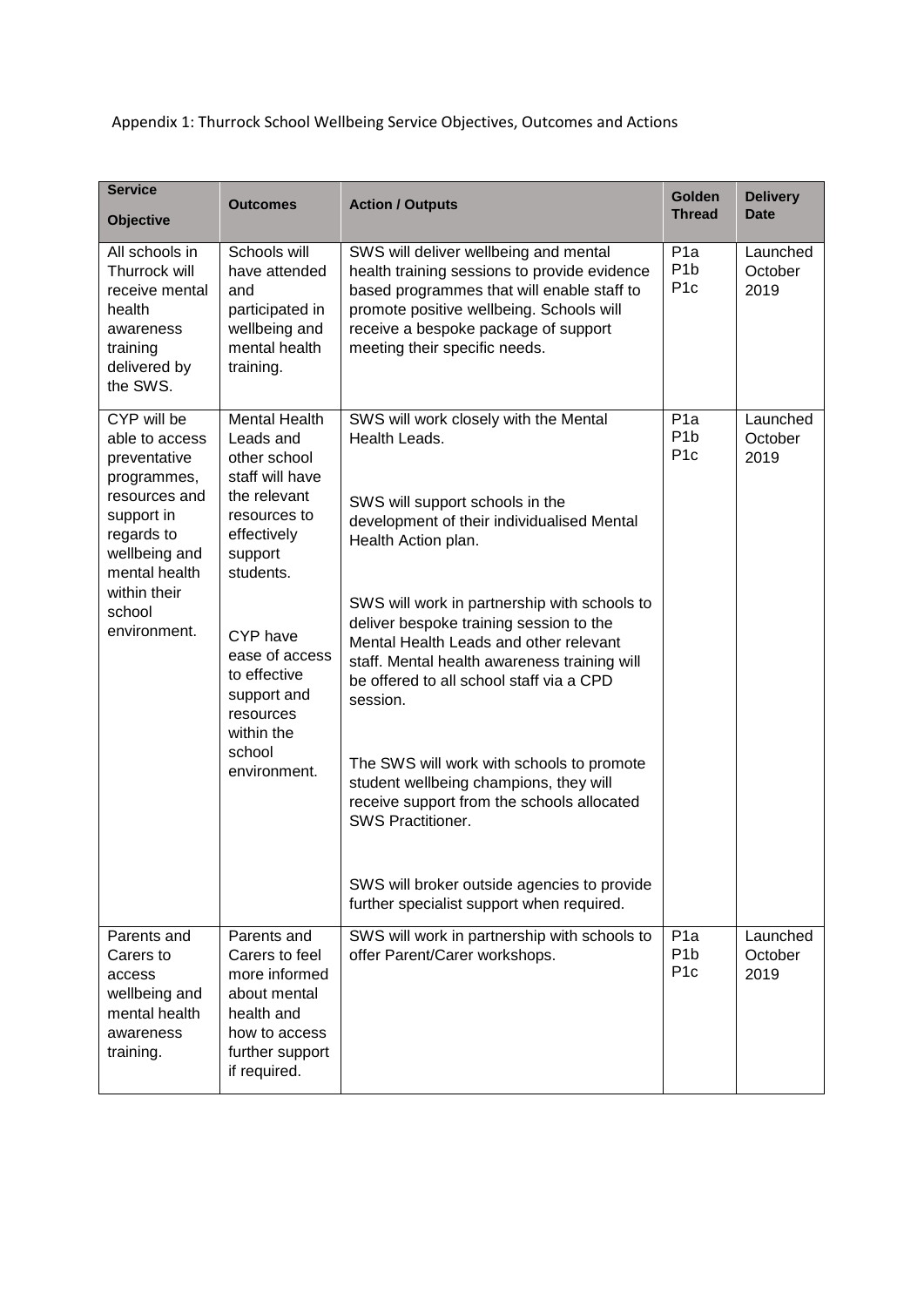Appendix 1: Thurrock School Wellbeing Service Objectives, Outcomes and Actions

| Service Objective | Outcomes | Action / Outputs | Golden Thread | Delivery Date |
|---|---|---|---|---|
| All schools in Thurrock will receive mental health awareness training delivered by the SWS. | Schools will have attended and participated in wellbeing and mental health training. | SWS will deliver wellbeing and mental health training sessions to provide evidence based programmes that will enable staff to promote positive wellbeing. Schools will receive a bespoke package of support meeting their specific needs. | P1a<br>P1b<br>P1c | Launched October 2019 |
| CYP will be able to access preventative programmes, resources and support in regards to wellbeing and mental health within their school environment. | Mental Health Leads and other school staff will have the relevant resources to effectively support students.<br><br>CYP have ease of access to effective support and resources within the school environment. | SWS will work closely with the Mental Health Leads.<br><br>SWS will support schools in the development of their individualised Mental Health Action plan.<br><br>SWS will work in partnership with schools to deliver bespoke training session to the Mental Health Leads and other relevant staff. Mental health awareness training will be offered to all school staff via a CPD session.<br><br>The SWS will work with schools to promote student wellbeing champions, they will receive support from the schools allocated SWS Practitioner.<br><br>SWS will broker outside agencies to provide further specialist support when required. | P1a<br>P1b<br>P1c | Launched October 2019 |
| Parents and Carers to access wellbeing and mental health awareness training. | Parents and Carers to feel more informed about mental health and how to access further support if required. | SWS will work in partnership with schools to offer Parent/Carer workshops. | P1a<br>P1b<br>P1c | Launched October 2019 |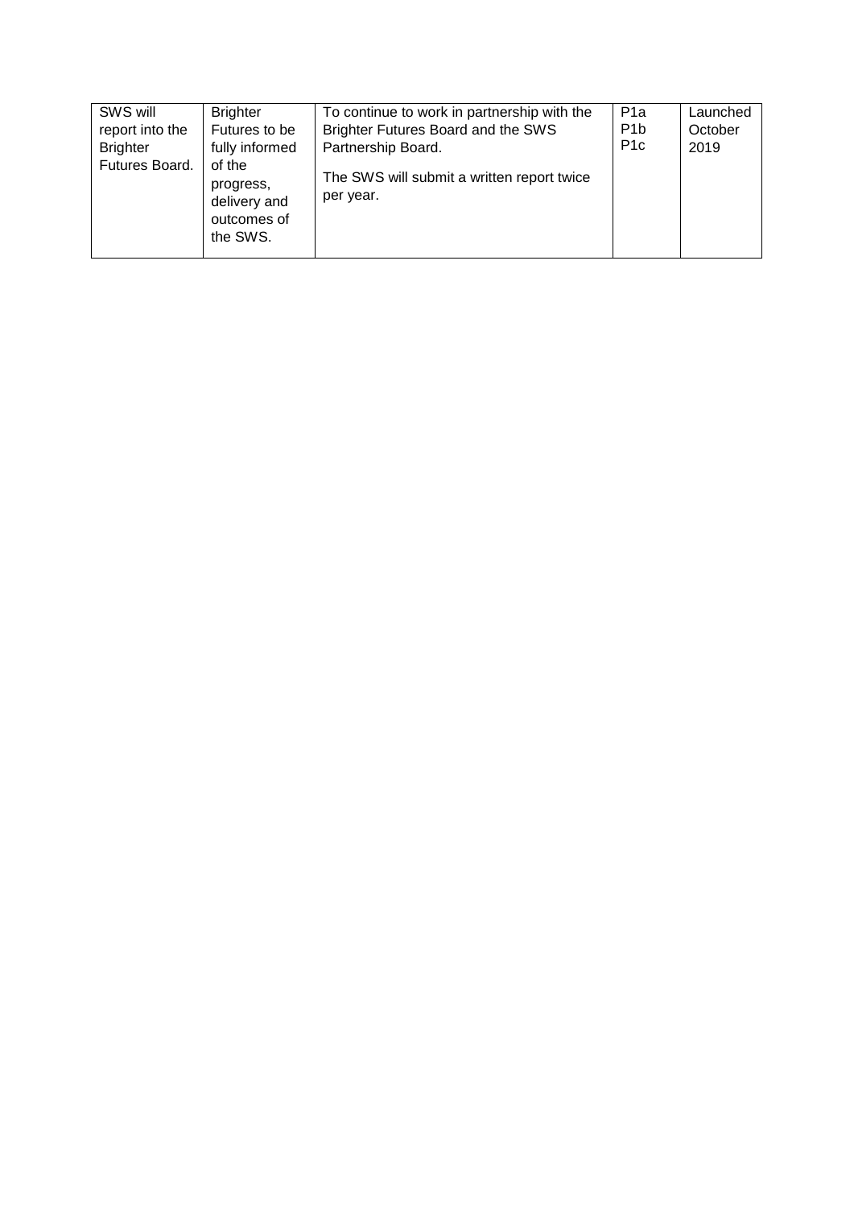| | | | | |
|---|---|---|---|---|
| SWS will report into the Brighter Futures Board. | Brighter Futures to be fully informed of the progress, delivery and outcomes of the SWS. | To continue to work in partnership with the Brighter Futures Board and the SWS Partnership Board.<br><br>The SWS will submit a written report twice per year. | P1a<br>P1b<br>P1c | Launched October 2019 |